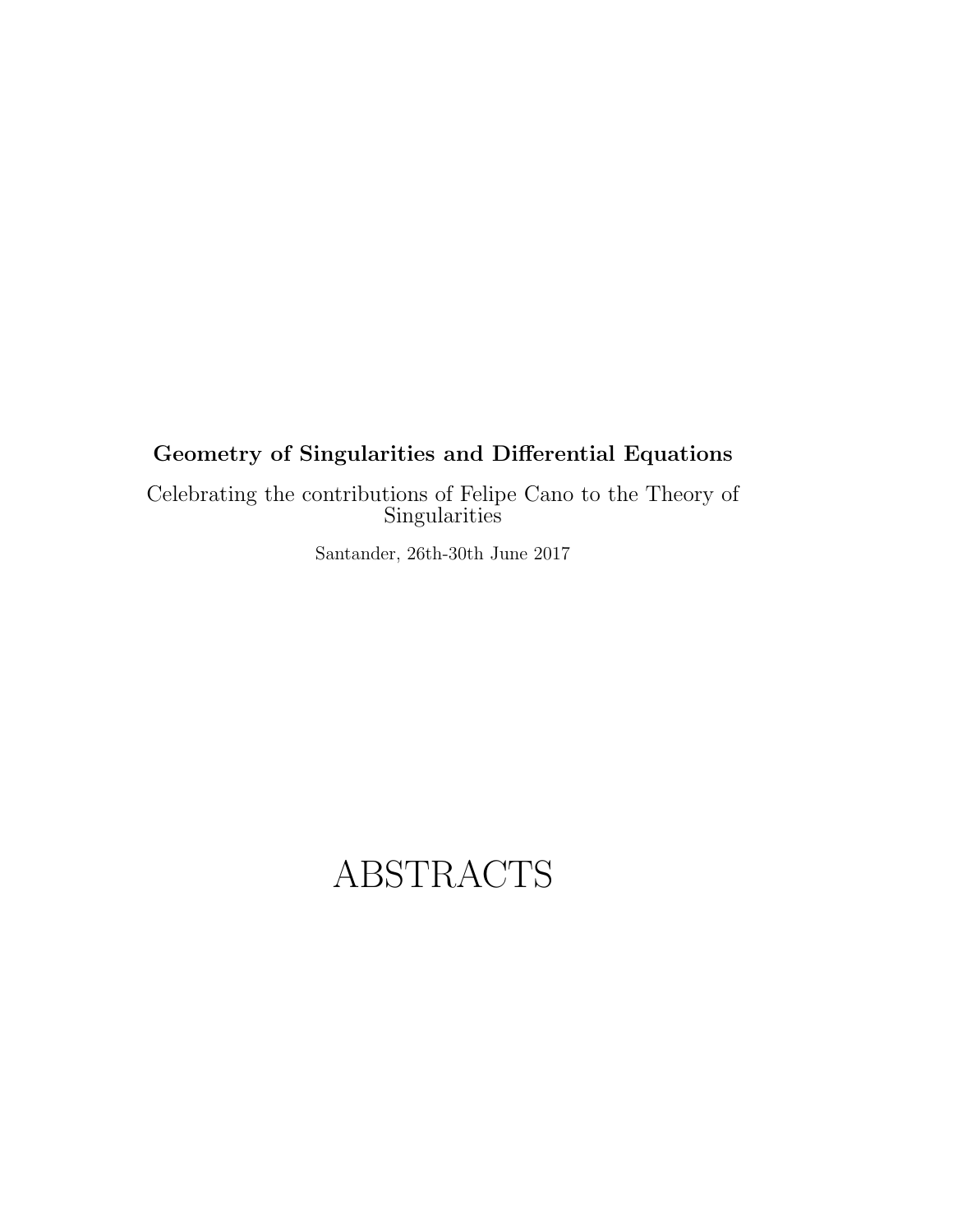**Geometry of Singularities and Differential Equations**

Celebrating the contributions of Felipe Cano to the Theory of Singularities

Santander, 26th-30th June 2017

# ABSTRACTS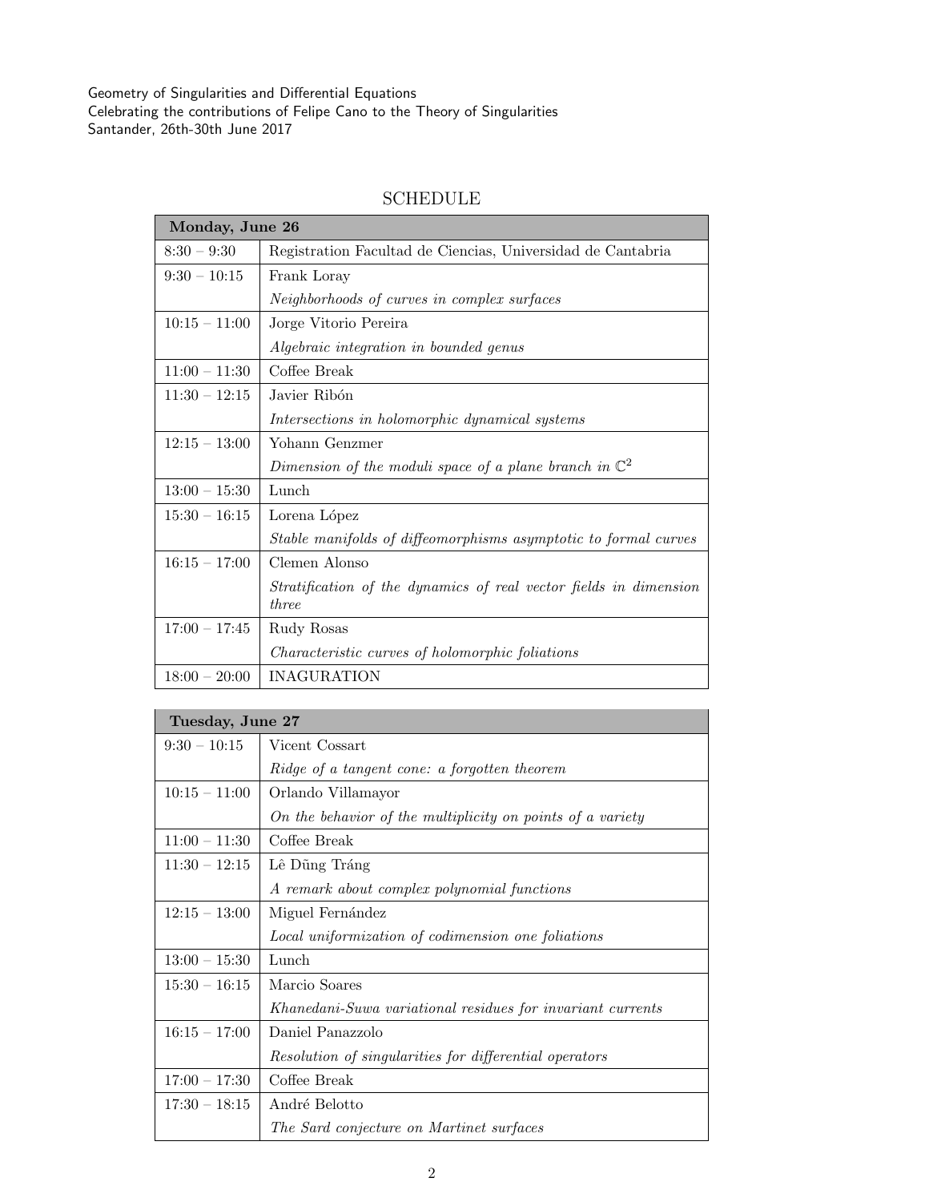Geometry of Singularities and Differential Equations
Celebrating the contributions of Felipe Cano to the Theory of Singularities
Santander, 26th-30th June 2017

## SCHEDULE

| **Monday, June 26** | |
|---|---|
| 8:30 – 9:30 | Registration Facultad de Ciencias, Universidad de Cantabria |
| 9:30 – 10:15 | Frank Loray<br>*Neighborhoods of curves in complex surfaces* |
| 10:15 – 11:00 | Jorge Vitorio Pereira<br>*Algebraic integration in bounded genus* |
| 11:00 – 11:30 | Coffee Break |
| 11:30 – 12:15 | Javier Ribón<br>*Intersections in holomorphic dynamical systems* |
| 12:15 – 13:00 | Yohann Genzmer<br>*Dimension of the moduli space of a plane branch in* $\mathbb{C}^2$ |
| 13:00 – 15:30 | Lunch |
| 15:30 – 16:15 | Lorena López<br>*Stable manifolds of diffeomorphisms asymptotic to formal curves* |
| 16:15 – 17:00 | Clemen Alonso<br>*Stratification of the dynamics of real vector fields in dimension three* |
| 17:00 – 17:45 | Rudy Rosas<br>*Characteristic curves of holomorphic foliations* |
| 18:00 – 20:00 | INAGURATION |

| **Tuesday, June 27** | |
|---|---|
| 9:30 – 10:15 | Vicent Cossart<br>*Ridge of a tangent cone: a forgotten theorem* |
| 10:15 – 11:00 | Orlando Villamayor<br>*On the behavior of the multiplicity on points of a variety* |
| 11:00 – 11:30 | Coffee Break |
| 11:30 – 12:15 | Lê Dũng Tráng<br>*A remark about complex polynomial functions* |
| 12:15 – 13:00 | Miguel Fernández<br>*Local uniformization of codimension one foliations* |
| 13:00 – 15:30 | Lunch |
| 15:30 – 16:15 | Marcio Soares<br>*Khanedani-Suwa variational residues for invariant currents* |
| 16:15 – 17:00 | Daniel Panazzolo<br>*Resolution of singularities for differential operators* |
| 17:00 – 17:30 | Coffee Break |
| 17:30 – 18:15 | André Belotto<br>*The Sard conjecture on Martinet surfaces* |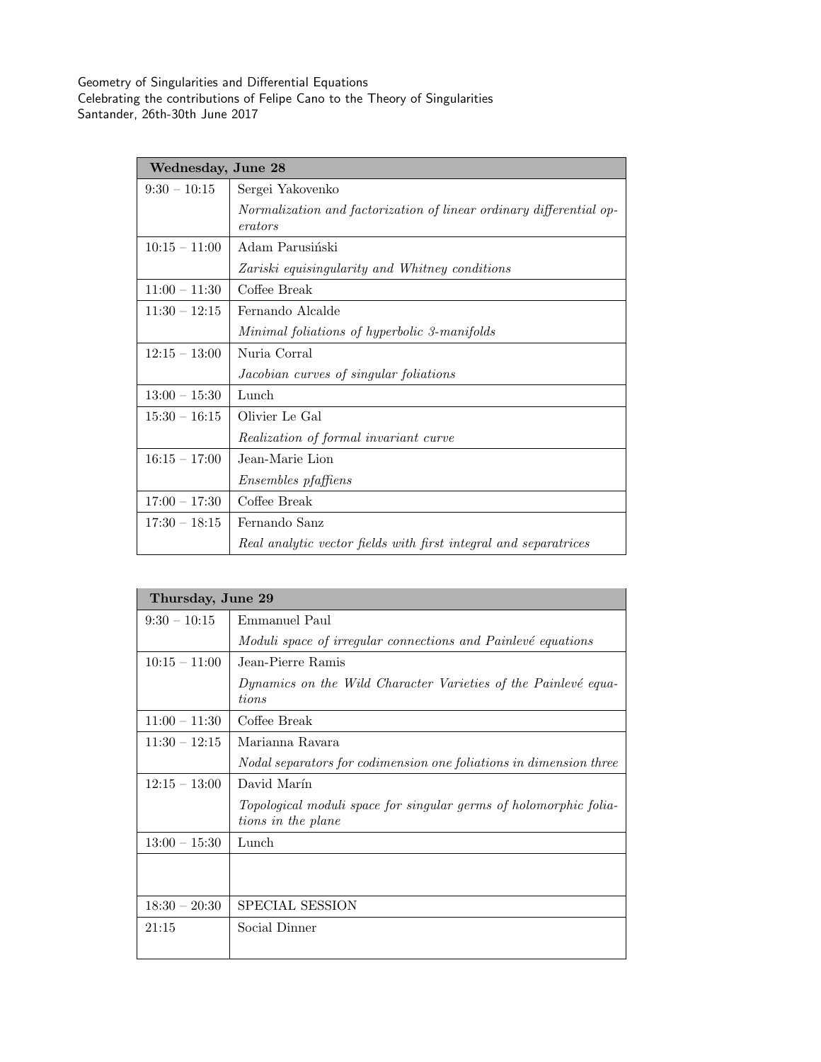Geometry of Singularities and Differential Equations
Celebrating the contributions of Felipe Cano to the Theory of Singularities
Santander, 26th-30th June 2017

| **Wednesday, June 28** | |
|---|---|
| 9:30 – 10:15 | Sergei Yakovenko<br>*Normalization and factorization of linear ordinary differential operators* |
| 10:15 – 11:00 | Adam Parusiński<br>*Zariski equisingularity and Whitney conditions* |
| 11:00 – 11:30 | Coffee Break |
| 11:30 – 12:15 | Fernando Alcalde<br>*Minimal foliations of hyperbolic 3-manifolds* |
| 12:15 – 13:00 | Nuria Corral<br>*Jacobian curves of singular foliations* |
| 13:00 – 15:30 | Lunch |
| 15:30 – 16:15 | Olivier Le Gal<br>*Realization of formal invariant curve* |
| 16:15 – 17:00 | Jean-Marie Lion<br>*Ensembles pfaffiens* |
| 17:00 – 17:30 | Coffee Break |
| 17:30 – 18:15 | Fernando Sanz<br>*Real analytic vector fields with first integral and separatrices* |

| **Thursday, June 29** | |
|---|---|
| 9:30 – 10:15 | Emmanuel Paul<br>*Moduli space of irregular connections and Painlevé equations* |
| 10:15 – 11:00 | Jean-Pierre Ramis<br>*Dynamics on the Wild Character Varieties of the Painlevé equations* |
| 11:00 – 11:30 | Coffee Break |
| 11:30 – 12:15 | Marianna Ravara<br>*Nodal separators for codimension one foliations in dimension three* |
| 12:15 – 13:00 | David Marín<br>*Topological moduli space for singular germs of holomorphic foliations in the plane* |
| 13:00 – 15:30 | Lunch |
| | |
| 18:30 – 20:30 | SPECIAL SESSION |
| 21:15 | Social Dinner |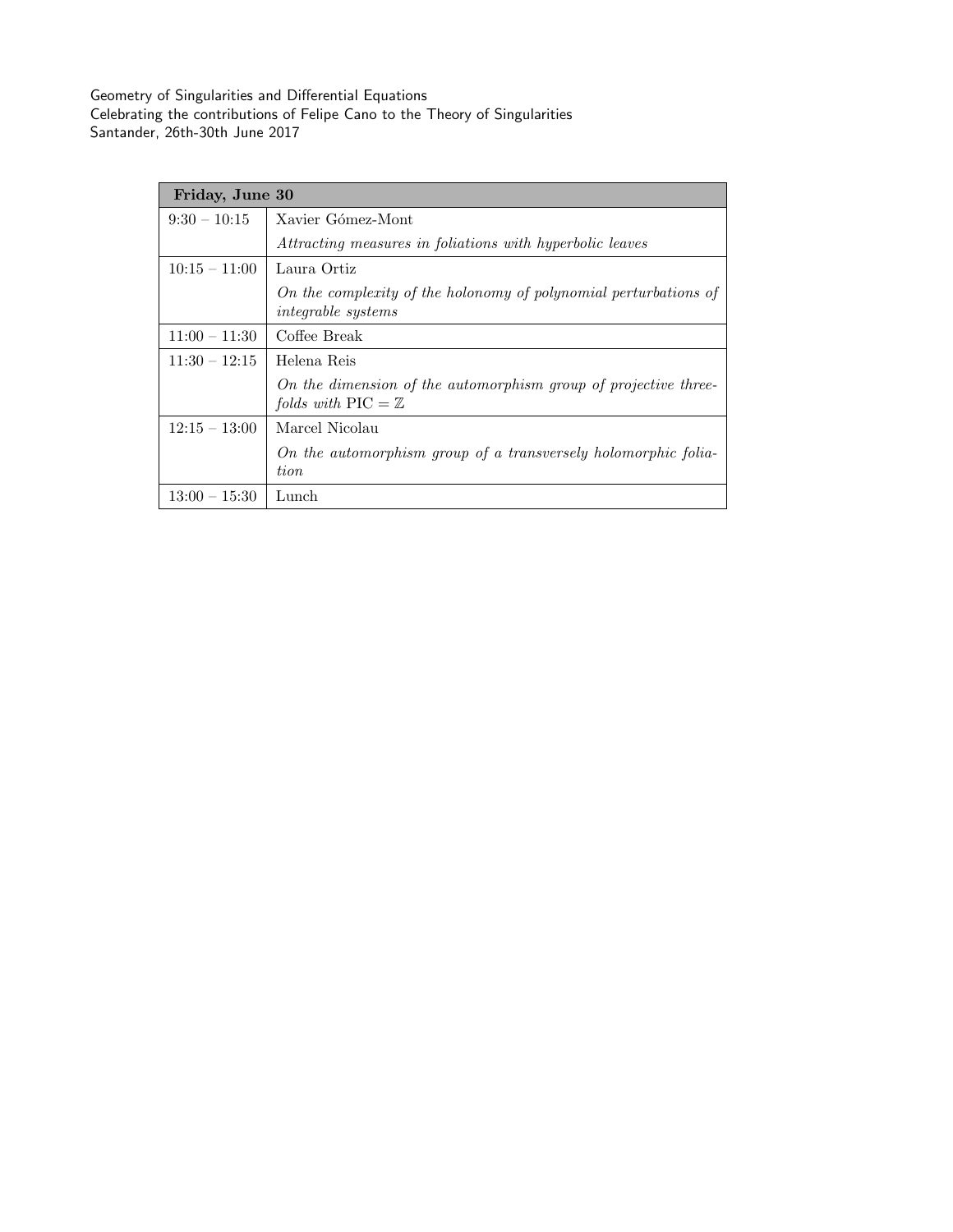Geometry of Singularities and Differential Equations
Celebrating the contributions of Felipe Cano to the Theory of Singularities
Santander, 26th-30th June 2017

| **Friday, June 30** | |
|---|---|
| 9:30 – 10:15 | Xavier Gómez-Mont<br>*Attracting measures in foliations with hyperbolic leaves* |
| 10:15 – 11:00 | Laura Ortiz<br>*On the complexity of the holonomy of polynomial perturbations of integrable systems* |
| 11:00 – 11:30 | Coffee Break |
| 11:30 – 12:15 | Helena Reis<br>*On the dimension of the automorphism group of projective threefolds with* $\mathrm{PIC} = \mathbb{Z}$ |
| 12:15 – 13:00 | Marcel Nicolau<br>*On the automorphism group of a transversely holomorphic foliation* |
| 13:00 – 15:30 | Lunch |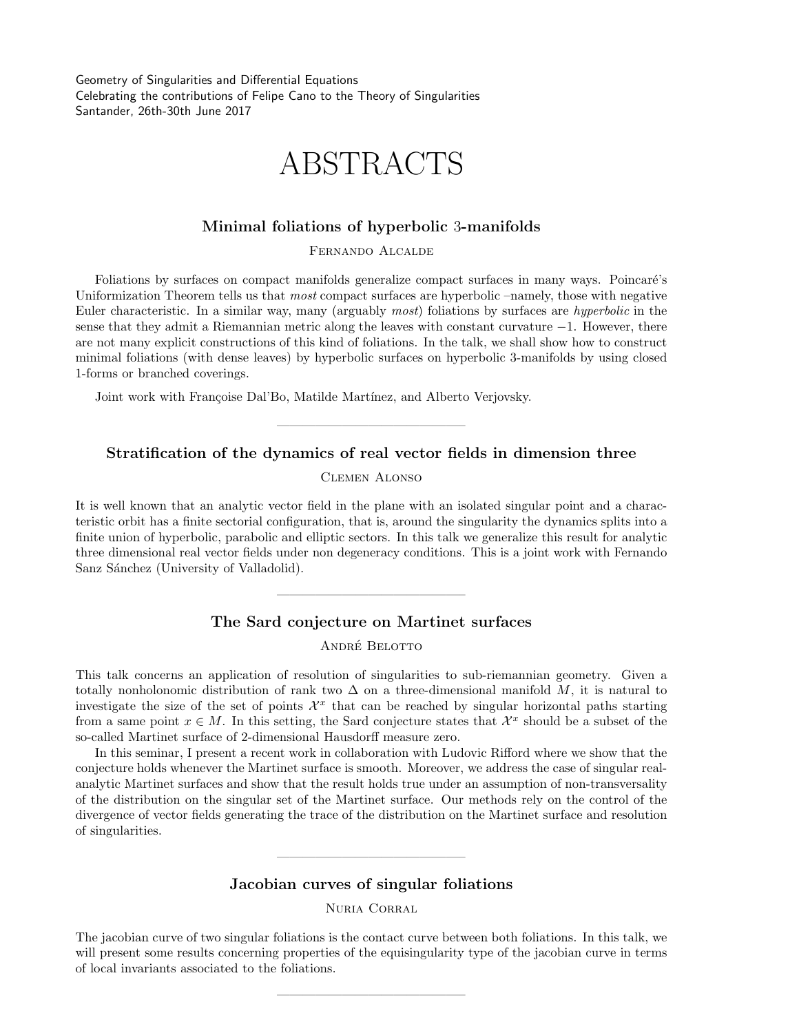Geometry of Singularities and Differential Equations
Celebrating the contributions of Felipe Cano to the Theory of Singularities
Santander, 26th-30th June 2017

# ABSTRACTS

### Minimal foliations of hyperbolic 3-manifolds

Fernando Alcalde

Foliations by surfaces on compact manifolds generalize compact surfaces in many ways. Poincaré's Uniformization Theorem tells us that *most* compact surfaces are hyperbolic –namely, those with negative Euler characteristic. In a similar way, many (arguably *most*) foliations by surfaces are *hyperbolic* in the sense that they admit a Riemannian metric along the leaves with constant curvature $-1$. However, there are not many explicit constructions of this kind of foliations. In the talk, we shall show how to construct minimal foliations (with dense leaves) by hyperbolic surfaces on hyperbolic 3-manifolds by using closed 1-forms or branched coverings.

Joint work with Françoise Dal'Bo, Matilde Martínez, and Alberto Verjovsky.

---

### Stratification of the dynamics of real vector fields in dimension three

Clemen Alonso

It is well known that an analytic vector field in the plane with an isolated singular point and a characteristic orbit has a finite sectorial configuration, that is, around the singularity the dynamics splits into a finite union of hyperbolic, parabolic and elliptic sectors. In this talk we generalize this result for analytic three dimensional real vector fields under non degeneracy conditions. This is a joint work with Fernando Sanz Sánchez (University of Valladolid).

---

### The Sard conjecture on Martinet surfaces

André Belotto

This talk concerns an application of resolution of singularities to sub-riemannian geometry. Given a totally nonholonomic distribution of rank two $\Delta$ on a three-dimensional manifold $M$, it is natural to investigate the size of the set of points $\mathcal{X}^x$ that can be reached by singular horizontal paths starting from a same point $x \in M$. In this setting, the Sard conjecture states that $\mathcal{X}^x$ should be a subset of the so-called Martinet surface of 2-dimensional Hausdorff measure zero.

In this seminar, I present a recent work in collaboration with Ludovic Rifford where we show that the conjecture holds whenever the Martinet surface is smooth. Moreover, we address the case of singular real-analytic Martinet surfaces and show that the result holds true under an assumption of non-transversality of the distribution on the singular set of the Martinet surface. Our methods rely on the control of the divergence of vector fields generating the trace of the distribution on the Martinet surface and resolution of singularities.

---

### Jacobian curves of singular foliations

Nuria Corral

The jacobian curve of two singular foliations is the contact curve between both foliations. In this talk, we will present some results concerning properties of the equisingularity type of the jacobian curve in terms of local invariants associated to the foliations.

---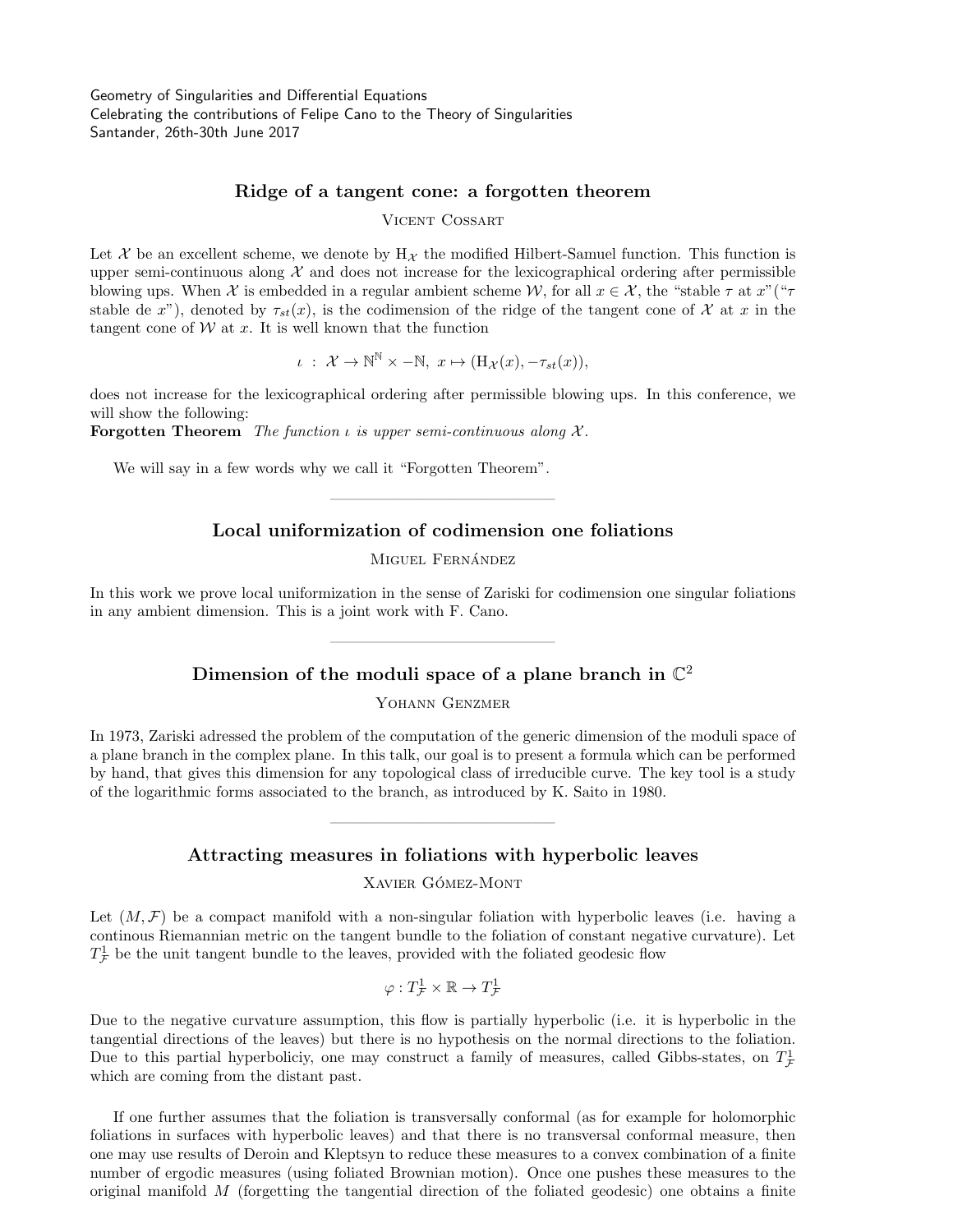## Ridge of a tangent cone: a forgotten theorem

Vicent Cossart

Let $\mathcal{X}$ be an excellent scheme, we denote by $\mathrm{H}_{\mathcal{X}}$ the modified Hilbert-Samuel function. This function is upper semi-continuous along $\mathcal{X}$ and does not increase for the lexicographical ordering after permissible blowing ups. When $\mathcal{X}$ is embedded in a regular ambient scheme $\mathcal{W}$, for all $x \in \mathcal{X}$, the "stable $\tau$ at $x$"("$\tau$ stable de $x$"), denoted by $\tau_{st}(x)$, is the codimension of the ridge of the tangent cone of $\mathcal{X}$ at $x$ in the tangent cone of $\mathcal{W}$ at $x$. It is well known that the function

$$\iota \;:\; \mathcal{X} \to \mathbb{N}^{\mathbb{N}} \times -\mathbb{N},\; x \mapsto (\mathrm{H}_{\mathcal{X}}(x), -\tau_{st}(x)),$$

does not increase for the lexicographical ordering after permissible blowing ups. In this conference, we will show the following:

**Forgotten Theorem** *The function $\iota$ is upper semi-continuous along $\mathcal{X}$.*

We will say in a few words why we call it "Forgotten Theorem".

---

## Local uniformization of codimension one foliations

Miguel Fernández

In this work we prove local uniformization in the sense of Zariski for codimension one singular foliations in any ambient dimension. This is a joint work with F. Cano.

---

## Dimension of the moduli space of a plane branch in $\mathbb{C}^2$

Yohann Genzmer

In 1973, Zariski adressed the problem of the computation of the generic dimension of the moduli space of a plane branch in the complex plane. In this talk, our goal is to present a formula which can be performed by hand, that gives this dimension for any topological class of irreducible curve. The key tool is a study of the logarithmic forms associated to the branch, as introduced by K. Saito in 1980.

---

## Attracting measures in foliations with hyperbolic leaves

Xavier Gómez-Mont

Let $(M, \mathcal{F})$ be a compact manifold with a non-singular foliation with hyperbolic leaves (i.e. having a continous Riemannian metric on the tangent bundle to the foliation of constant negative curvature). Let $T^1_{\mathcal{F}}$ be the unit tangent bundle to the leaves, provided with the foliated geodesic flow

$$\varphi : T^1_{\mathcal{F}} \times \mathbb{R} \to T^1_{\mathcal{F}}$$

Due to the negative curvature assumption, this flow is partially hyperbolic (i.e. it is hyperbolic in the tangential directions of the leaves) but there is no hypothesis on the normal directions to the foliation. Due to this partial hyperboliciy, one may construct a family of measures, called Gibbs-states, on $T^1_{\mathcal{F}}$ which are coming from the distant past.

If one further assumes that the foliation is transversally conformal (as for example for holomorphic foliations in surfaces with hyperbolic leaves) and that there is no transversal conformal measure, then one may use results of Deroin and Kleptsyn to reduce these measures to a convex combination of a finite number of ergodic measures (using foliated Brownian motion). Once one pushes these measures to the original manifold $M$ (forgetting the tangential direction of the foliated geodesic) one obtains a finite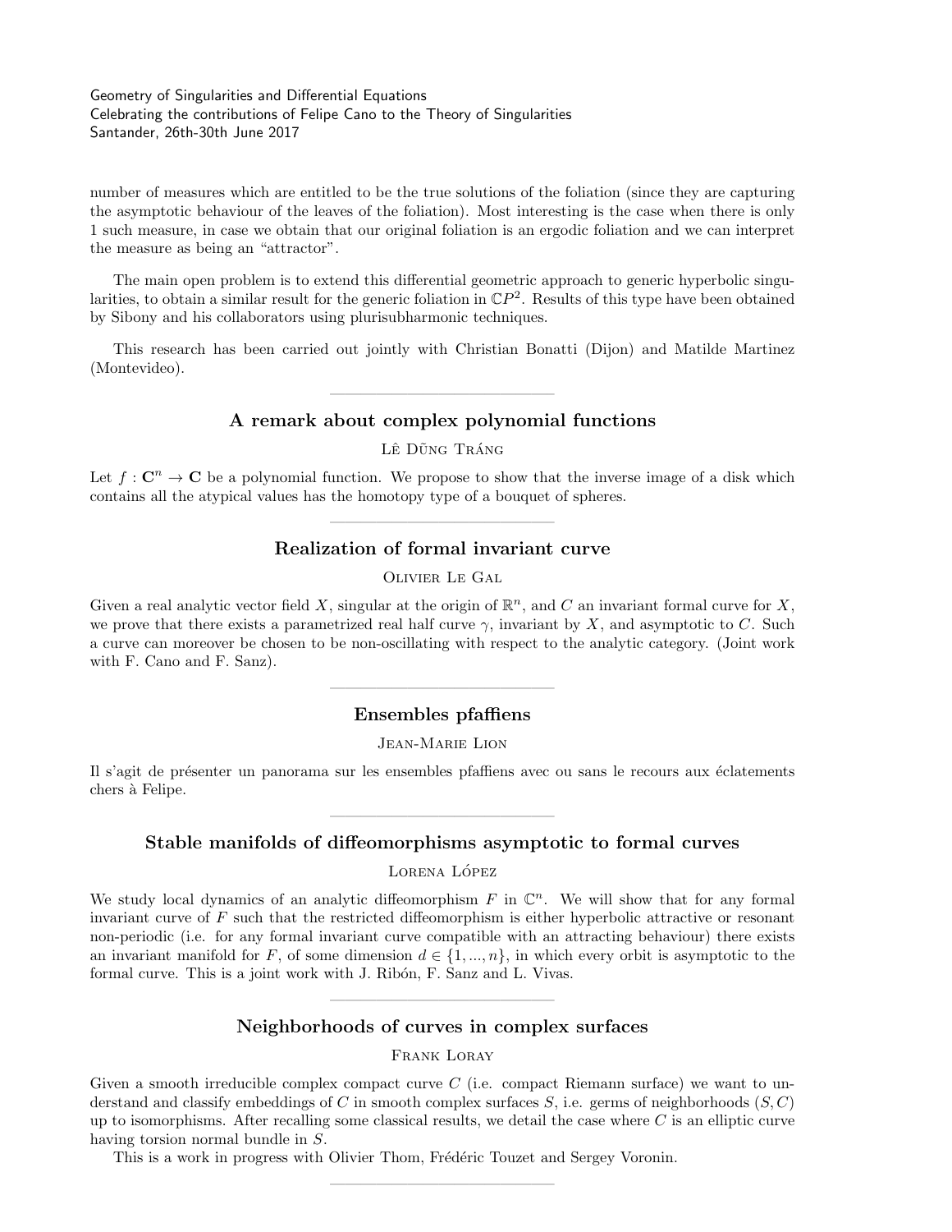number of measures which are entitled to be the true solutions of the foliation (since they are capturing the asymptotic behaviour of the leaves of the foliation). Most interesting is the case when there is only 1 such measure, in case we obtain that our original foliation is an ergodic foliation and we can interpret the measure as being an "attractor".

The main open problem is to extend this differential geometric approach to generic hyperbolic singularities, to obtain a similar result for the generic foliation in $\mathbb{C}P^2$. Results of this type have been obtained by Sibony and his collaborators using plurisubharmonic techniques.

This research has been carried out jointly with Christian Bonatti (Dijon) and Matilde Martinez (Montevideo).

---

## A remark about complex polynomial functions

Lê Dũng Tráng

Let $f : \mathbf{C}^n \to \mathbf{C}$ be a polynomial function. We propose to show that the inverse image of a disk which contains all the atypical values has the homotopy type of a bouquet of spheres.

---

## Realization of formal invariant curve

Olivier Le Gal

Given a real analytic vector field $X$, singular at the origin of $\mathbb{R}^n$, and $C$ an invariant formal curve for $X$, we prove that there exists a parametrized real half curve $\gamma$, invariant by $X$, and asymptotic to $C$. Such a curve can moreover be chosen to be non-oscillating with respect to the analytic category. (Joint work with F. Cano and F. Sanz).

---

## Ensembles pfaffiens

Jean-Marie Lion

Il s'agit de présenter un panorama sur les ensembles pfaffiens avec ou sans le recours aux éclatements chers à Felipe.

---

## Stable manifolds of diffeomorphisms asymptotic to formal curves

Lorena López

We study local dynamics of an analytic diffeomorphism $F$ in $\mathbb{C}^n$. We will show that for any formal invariant curve of $F$ such that the restricted diffeomorphism is either hyperbolic attractive or resonant non-periodic (i.e. for any formal invariant curve compatible with an attracting behaviour) there exists an invariant manifold for $F$, of some dimension $d \in \{1, ..., n\}$, in which every orbit is asymptotic to the formal curve. This is a joint work with J. Ribón, F. Sanz and L. Vivas.

---

## Neighborhoods of curves in complex surfaces

Frank Loray

Given a smooth irreducible complex compact curve $C$ (i.e. compact Riemann surface) we want to understand and classify embeddings of $C$ in smooth complex surfaces $S$, i.e. germs of neighborhoods $(S, C)$ up to isomorphisms. After recalling some classical results, we detail the case where $C$ is an elliptic curve having torsion normal bundle in $S$.

This is a work in progress with Olivier Thom, Frédéric Touzet and Sergey Voronin.

---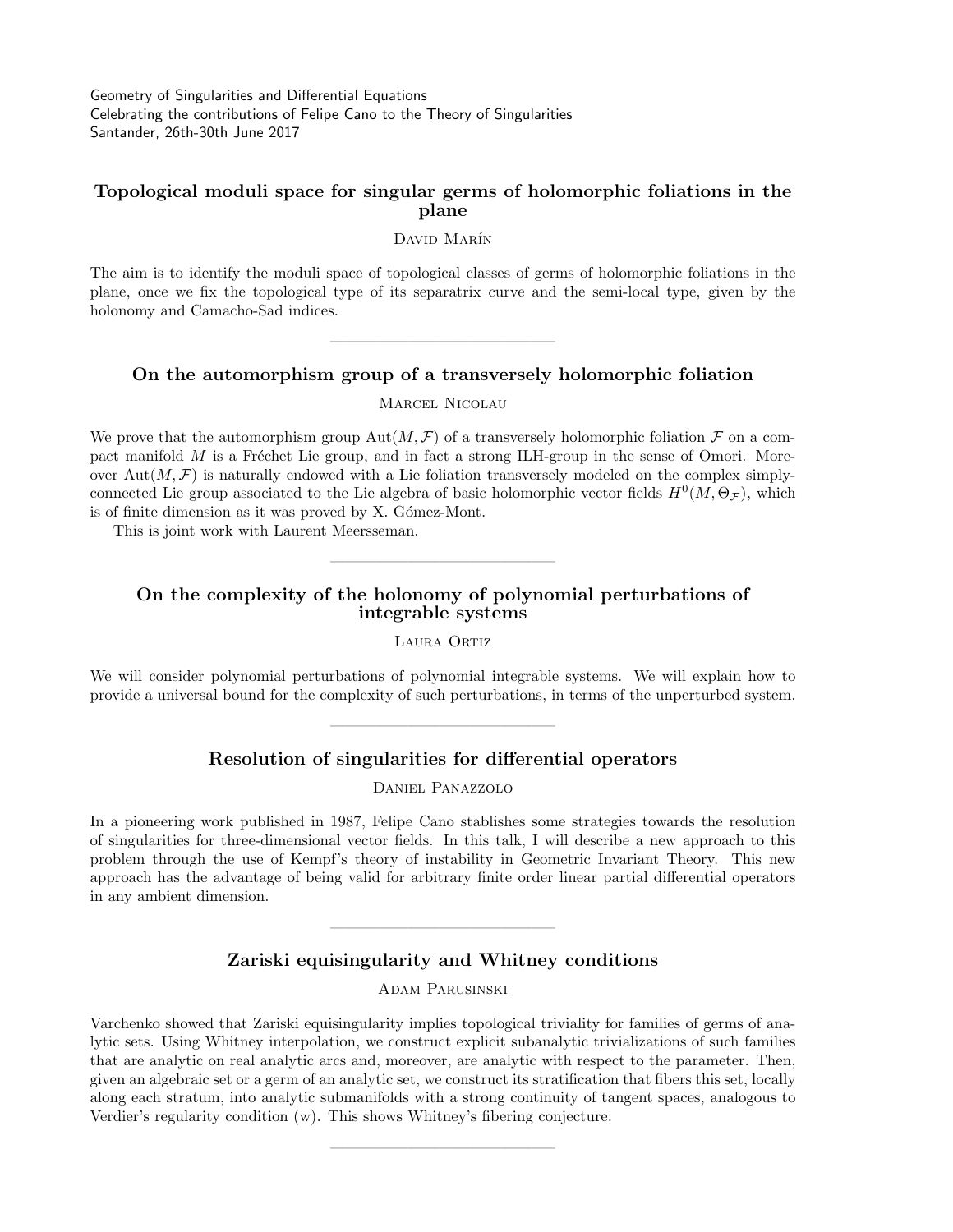## Topological moduli space for singular germs of holomorphic foliations in the plane

David Marín

The aim is to identify the moduli space of topological classes of germs of holomorphic foliations in the plane, once we fix the topological type of its separatrix curve and the semi-local type, given by the holonomy and Camacho-Sad indices.

---

## On the automorphism group of a transversely holomorphic foliation

Marcel Nicolau

We prove that the automorphism group $\text{Aut}(M, \mathcal{F})$ of a transversely holomorphic foliation $\mathcal{F}$ on a compact manifold $M$ is a Fréchet Lie group, and in fact a strong ILH-group in the sense of Omori. Moreover $\text{Aut}(M, \mathcal{F})$ is naturally endowed with a Lie foliation transversely modeled on the complex simply-connected Lie group associated to the Lie algebra of basic holomorphic vector fields $H^0(M, \Theta_{\mathcal{F}})$, which is of finite dimension as it was proved by X. Gómez-Mont.

This is joint work with Laurent Meersseman.

---

## On the complexity of the holonomy of polynomial perturbations of integrable systems

Laura Ortiz

We will consider polynomial perturbations of polynomial integrable systems. We will explain how to provide a universal bound for the complexity of such perturbations, in terms of the unperturbed system.

---

## Resolution of singularities for differential operators

Daniel Panazzolo

In a pioneering work published in 1987, Felipe Cano stablishes some strategies towards the resolution of singularities for three-dimensional vector fields. In this talk, I will describe a new approach to this problem through the use of Kempf's theory of instability in Geometric Invariant Theory. This new approach has the advantage of being valid for arbitrary finite order linear partial differential operators in any ambient dimension.

---

## Zariski equisingularity and Whitney conditions

Adam Parusinski

Varchenko showed that Zariski equisingularity implies topological triviality for families of germs of analytic sets. Using Whitney interpolation, we construct explicit subanalytic trivializations of such families that are analytic on real analytic arcs and, moreover, are analytic with respect to the parameter. Then, given an algebraic set or a germ of an analytic set, we construct its stratification that fibers this set, locally along each stratum, into analytic submanifolds with a strong continuity of tangent spaces, analogous to Verdier's regularity condition (w). This shows Whitney's fibering conjecture.

---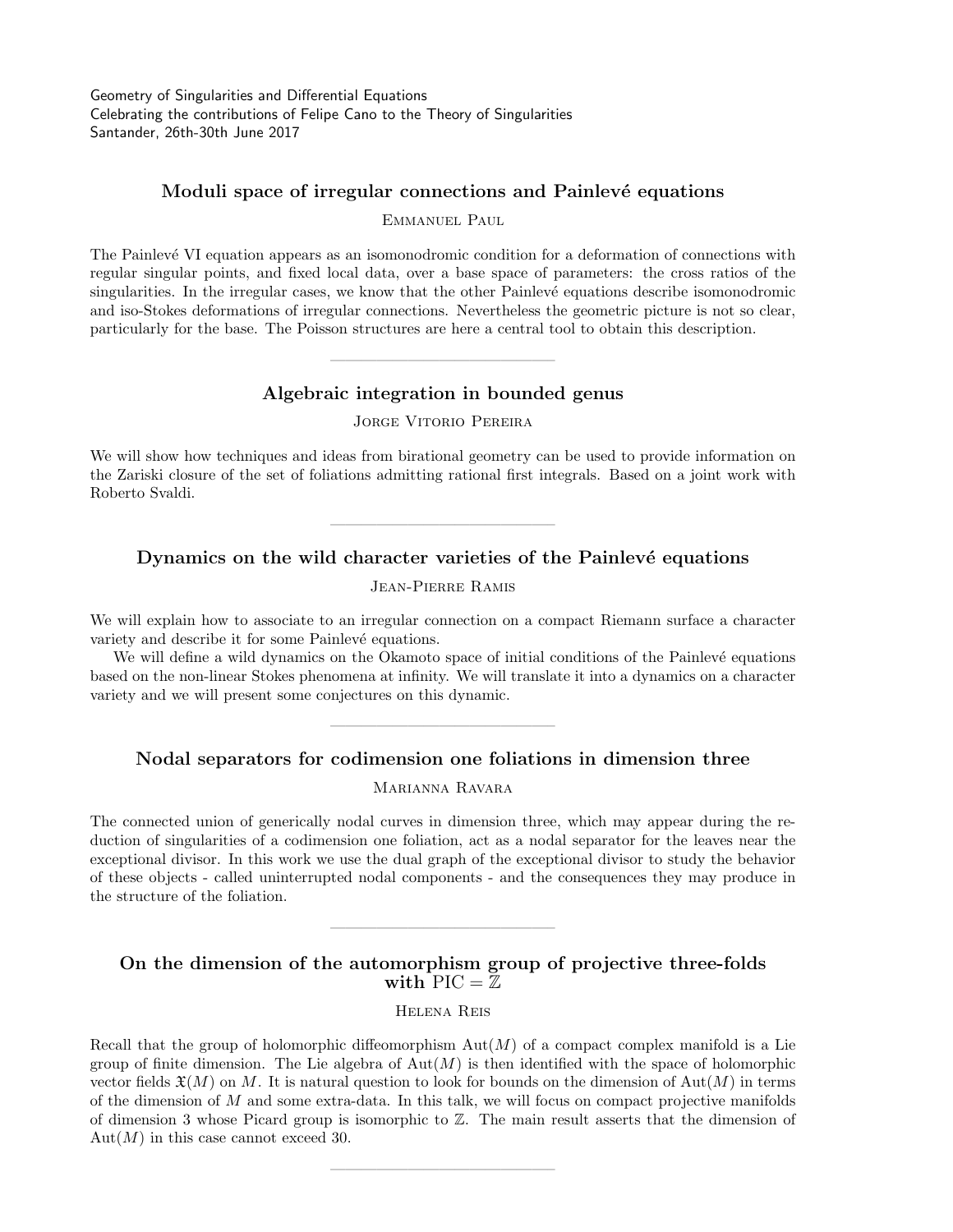### Moduli space of irregular connections and Painlevé equations

Emmanuel Paul

The Painlevé VI equation appears as an isomonodromic condition for a deformation of connections with regular singular points, and fixed local data, over a base space of parameters: the cross ratios of the singularities. In the irregular cases, we know that the other Painlevé equations describe isomonodromic and iso-Stokes deformations of irregular connections. Nevertheless the geometric picture is not so clear, particularly for the base. The Poisson structures are here a central tool to obtain this description.

---

### Algebraic integration in bounded genus

Jorge Vitorio Pereira

We will show how techniques and ideas from birational geometry can be used to provide information on the Zariski closure of the set of foliations admitting rational first integrals. Based on a joint work with Roberto Svaldi.

---

### Dynamics on the wild character varieties of the Painlevé equations

Jean-Pierre Ramis

We will explain how to associate to an irregular connection on a compact Riemann surface a character variety and describe it for some Painlevé equations.

We will define a wild dynamics on the Okamoto space of initial conditions of the Painlevé equations based on the non-linear Stokes phenomena at infinity. We will translate it into a dynamics on a character variety and we will present some conjectures on this dynamic.

---

### Nodal separators for codimension one foliations in dimension three

Marianna Ravara

The connected union of generically nodal curves in dimension three, which may appear during the reduction of singularities of a codimension one foliation, act as a nodal separator for the leaves near the exceptional divisor. In this work we use the dual graph of the exceptional divisor to study the behavior of these objects - called uninterrupted nodal components - and the consequences they may produce in the structure of the foliation.

---

### On the dimension of the automorphism group of projective three-folds with $\mathrm{PIC} = \mathbb{Z}$

Helena Reis

Recall that the group of holomorphic diffeomorphism $\mathrm{Aut}(M)$ of a compact complex manifold is a Lie group of finite dimension. The Lie algebra of $\mathrm{Aut}(M)$ is then identified with the space of holomorphic vector fields $\mathfrak{X}(M)$ on $M$. It is natural question to look for bounds on the dimension of $\mathrm{Aut}(M)$ in terms of the dimension of $M$ and some extra-data. In this talk, we will focus on compact projective manifolds of dimension 3 whose Picard group is isomorphic to $\mathbb{Z}$. The main result asserts that the dimension of $\mathrm{Aut}(M)$ in this case cannot exceed 30.

---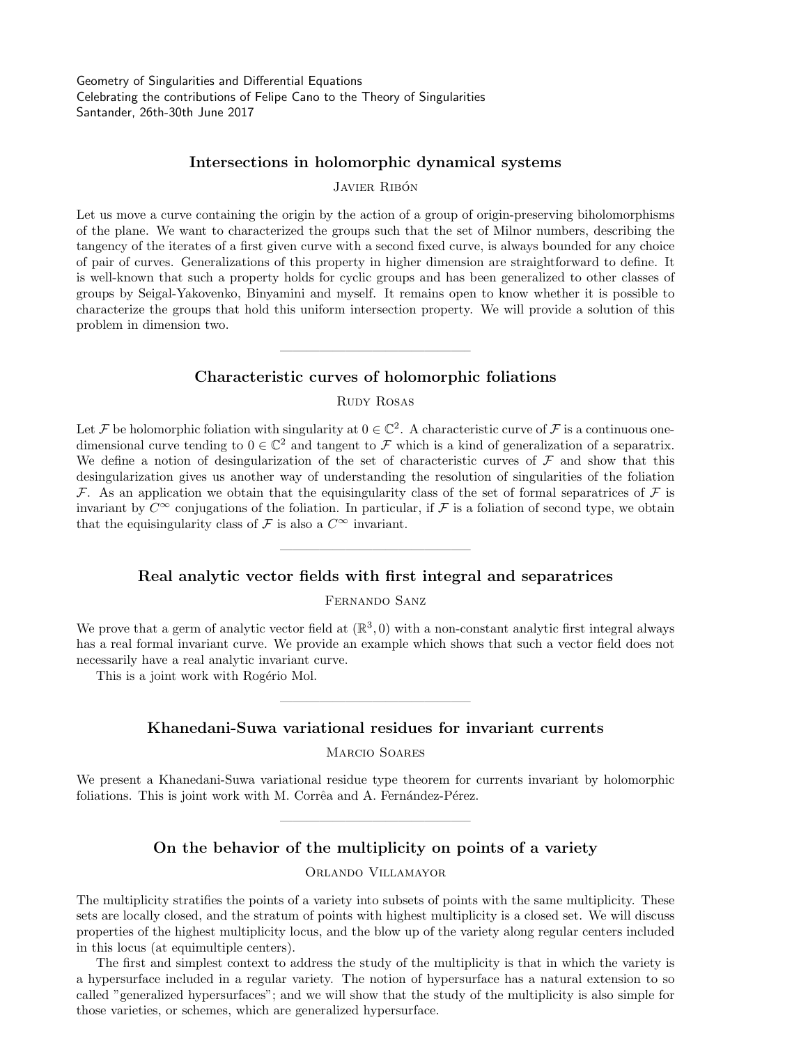### Intersections in holomorphic dynamical systems

Javier Ribón

Let us move a curve containing the origin by the action of a group of origin-preserving biholomorphisms of the plane. We want to characterized the groups such that the set of Milnor numbers, describing the tangency of the iterates of a first given curve with a second fixed curve, is always bounded for any choice of pair of curves. Generalizations of this property in higher dimension are straightforward to define. It is well-known that such a property holds for cyclic groups and has been generalized to other classes of groups by Seigal-Yakovenko, Binyamini and myself. It remains open to know whether it is possible to characterize the groups that hold this uniform intersection property. We will provide a solution of this problem in dimension two.

---

### Characteristic curves of holomorphic foliations

Rudy Rosas

Let $\mathcal{F}$ be holomorphic foliation with singularity at $0 \in \mathbb{C}^2$. A characteristic curve of $\mathcal{F}$ is a continuous one-dimensional curve tending to $0 \in \mathbb{C}^2$ and tangent to $\mathcal{F}$ which is a kind of generalization of a separatrix. We define a notion of desingularization of the set of characteristic curves of $\mathcal{F}$ and show that this desingularization gives us another way of understanding the resolution of singularities of the foliation $\mathcal{F}$. As an application we obtain that the equisingularity class of the set of formal separatrices of $\mathcal{F}$ is invariant by $C^\infty$ conjugations of the foliation. In particular, if $\mathcal{F}$ is a foliation of second type, we obtain that the equisingularity class of $\mathcal{F}$ is also a $C^\infty$ invariant.

---

### Real analytic vector fields with first integral and separatrices

Fernando Sanz

We prove that a germ of analytic vector field at $(\mathbb{R}^3, 0)$ with a non-constant analytic first integral always has a real formal invariant curve. We provide an example which shows that such a vector field does not necessarily have a real analytic invariant curve.

This is a joint work with Rogério Mol.

---

### Khanedani-Suwa variational residues for invariant currents

Marcio Soares

We present a Khanedani-Suwa variational residue type theorem for currents invariant by holomorphic foliations. This is joint work with M. Corrêa and A. Fernández-Pérez.

---

### On the behavior of the multiplicity on points of a variety

Orlando Villamayor

The multiplicity stratifies the points of a variety into subsets of points with the same multiplicity. These sets are locally closed, and the stratum of points with highest multiplicity is a closed set. We will discuss properties of the highest multiplicity locus, and the blow up of the variety along regular centers included in this locus (at equimultiple centers).

The first and simplest context to address the study of the multiplicity is that in which the variety is a hypersurface included in a regular variety. The notion of hypersurface has a natural extension to so called "generalized hypersurfaces"; and we will show that the study of the multiplicity is also simple for those varieties, or schemes, which are generalized hypersurface.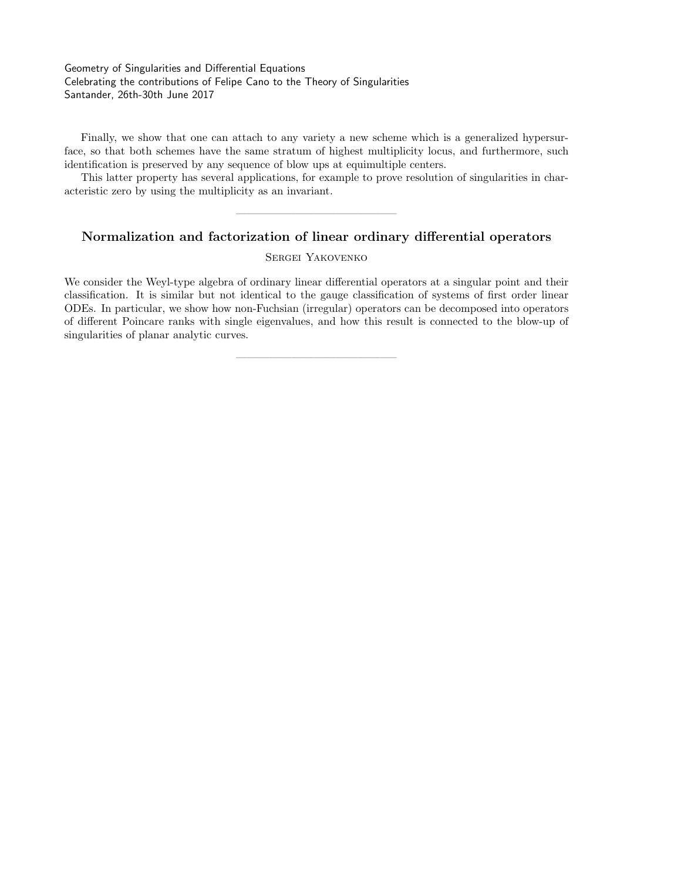Finally, we show that one can attach to any variety a new scheme which is a generalized hypersurface, so that both schemes have the same stratum of highest multiplicity locus, and furthermore, such identification is preserved by any sequence of blow ups at equimultiple centers.

This latter property has several applications, for example to prove resolution of singularities in characteristic zero by using the multiplicity as an invariant.

---

## Normalization and factorization of linear ordinary differential operators

Sergei Yakovenko

We consider the Weyl-type algebra of ordinary linear differential operators at a singular point and their classification. It is similar but not identical to the gauge classification of systems of first order linear ODEs. In particular, we show how non-Fuchsian (irregular) operators can be decomposed into operators of different Poincare ranks with single eigenvalues, and how this result is connected to the blow-up of singularities of planar analytic curves.

---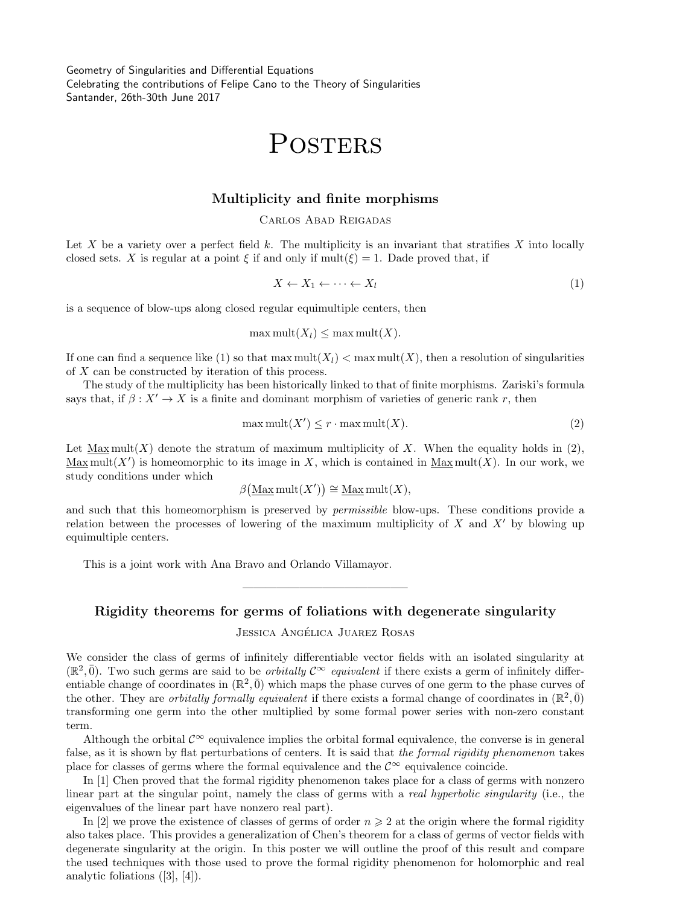Geometry of Singularities and Differential Equations
Celebrating the contributions of Felipe Cano to the Theory of Singularities
Santander, 26th-30th June 2017

# Posters

## Multiplicity and finite morphisms

Carlos Abad Reigadas

Let $X$ be a variety over a perfect field $k$. The multiplicity is an invariant that stratifies $X$ into locally closed sets. $X$ is regular at a point $\xi$ if and only if $\mathrm{mult}(\xi) = 1$. Dade proved that, if

$$X \leftarrow X_1 \leftarrow \cdots \leftarrow X_l \tag{1}$$

is a sequence of blow-ups along closed regular equimultiple centers, then

$$\max \mathrm{mult}(X_l) \leq \max \mathrm{mult}(X).$$

If one can find a sequence like (1) so that $\max \mathrm{mult}(X_l) < \max \mathrm{mult}(X)$, then a resolution of singularities of $X$ can be constructed by iteration of this process.

The study of the multiplicity has been historically linked to that of finite morphisms. Zariski's formula says that, if $\beta : X' \to X$ is a finite and dominant morphism of varieties of generic rank $r$, then

$$\max \mathrm{mult}(X') \leq r \cdot \max \mathrm{mult}(X). \tag{2}$$

Let $\underline{\mathrm{Max}}\,\mathrm{mult}(X)$ denote the stratum of maximum multiplicity of $X$. When the equality holds in (2), $\underline{\mathrm{Max}}\,\mathrm{mult}(X')$ is homeomorphic to its image in $X$, which is contained in $\underline{\mathrm{Max}}\,\mathrm{mult}(X)$. In our work, we study conditions under which

$$\beta\big(\underline{\mathrm{Max}}\,\mathrm{mult}(X')\big) \cong \underline{\mathrm{Max}}\,\mathrm{mult}(X),$$

and such that this homeomorphism is preserved by *permissible* blow-ups. These conditions provide a relation between the processes of lowering of the maximum multiplicity of $X$ and $X'$ by blowing up equimultiple centers.

This is a joint work with Ana Bravo and Orlando Villamayor.

---

## Rigidity theorems for germs of foliations with degenerate singularity

Jessica Angélica Juarez Rosas

We consider the class of germs of infinitely differentiable vector fields with an isolated singularity at $(\mathbb{R}^2, \bar{0})$. Two such germs are said to be *orbitally $\mathcal{C}^\infty$ equivalent* if there exists a germ of infinitely differentiable change of coordinates in $(\mathbb{R}^2, \bar{0})$ which maps the phase curves of one germ to the phase curves of the other. They are *orbitally formally equivalent* if there exists a formal change of coordinates in $(\mathbb{R}^2, \bar{0})$ transforming one germ into the other multiplied by some formal power series with non-zero constant term.

Although the orbital $\mathcal{C}^\infty$ equivalence implies the orbital formal equivalence, the converse is in general false, as it is shown by flat perturbations of centers. It is said that *the formal rigidity phenomenon* takes place for classes of germs where the formal equivalence and the $\mathcal{C}^\infty$ equivalence coincide.

In [1] Chen proved that the formal rigidity phenomenon takes place for a class of germs with nonzero linear part at the singular point, namely the class of germs with a *real hyperbolic singularity* (i.e., the eigenvalues of the linear part have nonzero real part).

In [2] we prove the existence of classes of germs of order $n \geqslant 2$ at the origin where the formal rigidity also takes place. This provides a generalization of Chen's theorem for a class of germs of vector fields with degenerate singularity at the origin. In this poster we will outline the proof of this result and compare the used techniques with those used to prove the formal rigidity phenomenon for holomorphic and real analytic foliations ([3], [4]).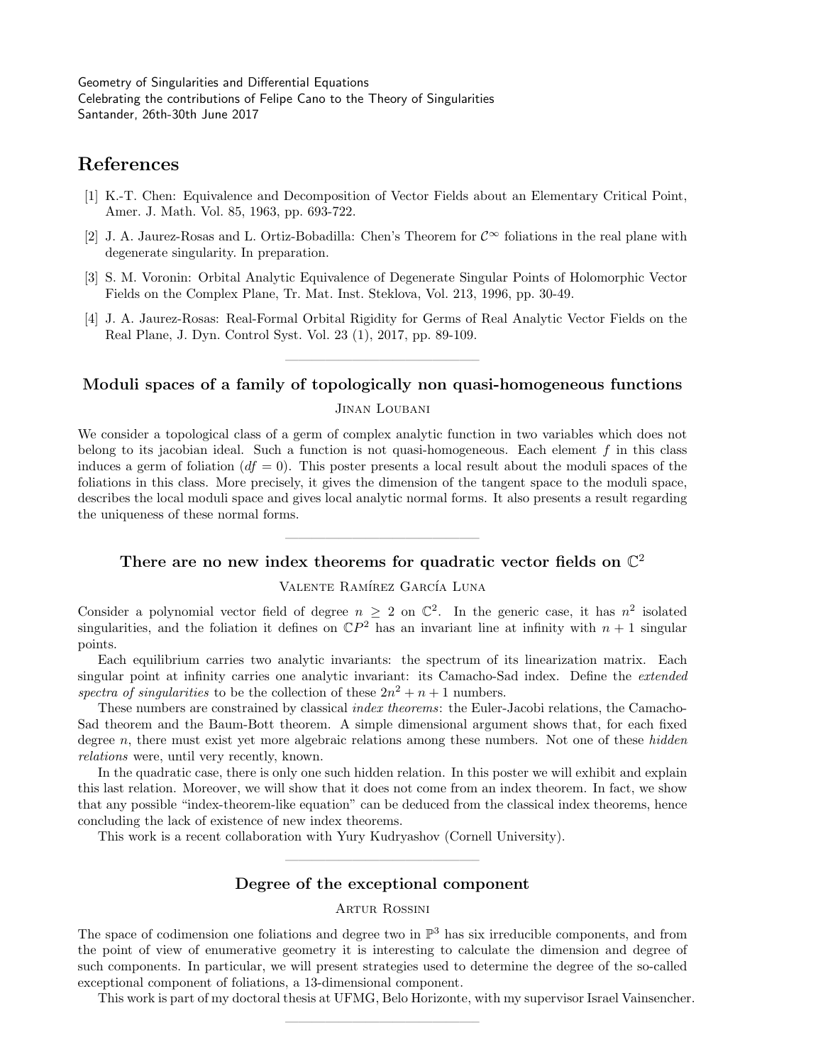## References

[1] K.-T. Chen: Equivalence and Decomposition of Vector Fields about an Elementary Critical Point, Amer. J. Math. Vol. 85, 1963, pp. 693-722.

[2] J. A. Jaurez-Rosas and L. Ortiz-Bobadilla: Chen's Theorem for $\mathcal{C}^\infty$ foliations in the real plane with degenerate singularity. In preparation.

[3] S. M. Voronin: Orbital Analytic Equivalence of Degenerate Singular Points of Holomorphic Vector Fields on the Complex Plane, Tr. Mat. Inst. Steklova, Vol. 213, 1996, pp. 30-49.

[4] J. A. Jaurez-Rosas: Real-Formal Orbital Rigidity for Germs of Real Analytic Vector Fields on the Real Plane, J. Dyn. Control Syst. Vol. 23 (1), 2017, pp. 89-109.

---

### Moduli spaces of a family of topologically non quasi-homogeneous functions

Jinan Loubani

We consider a topological class of a germ of complex analytic function in two variables which does not belong to its jacobian ideal. Such a function is not quasi-homogeneous. Each element $f$ in this class induces a germ of foliation ($df = 0$). This poster presents a local result about the moduli spaces of the foliations in this class. More precisely, it gives the dimension of the tangent space to the moduli space, describes the local moduli space and gives local analytic normal forms. It also presents a result regarding the uniqueness of these normal forms.

---

### There are no new index theorems for quadratic vector fields on $\mathbb{C}^2$

Valente Ramírez García Luna

Consider a polynomial vector field of degree $n \geq 2$ on $\mathbb{C}^2$. In the generic case, it has $n^2$ isolated singularities, and the foliation it defines on $\mathbb{C}P^2$ has an invariant line at infinity with $n + 1$ singular points.

Each equilibrium carries two analytic invariants: the spectrum of its linearization matrix. Each singular point at infinity carries one analytic invariant: its Camacho-Sad index. Define the *extended spectra of singularities* to be the collection of these $2n^2 + n + 1$ numbers.

These numbers are constrained by classical *index theorems*: the Euler-Jacobi relations, the Camacho-Sad theorem and the Baum-Bott theorem. A simple dimensional argument shows that, for each fixed degree $n$, there must exist yet more algebraic relations among these numbers. Not one of these *hidden relations* were, until very recently, known.

In the quadratic case, there is only one such hidden relation. In this poster we will exhibit and explain this last relation. Moreover, we will show that it does not come from an index theorem. In fact, we show that any possible "index-theorem-like equation" can be deduced from the classical index theorems, hence concluding the lack of existence of new index theorems.

This work is a recent collaboration with Yury Kudryashov (Cornell University).

---

### Degree of the exceptional component

Artur Rossini

The space of codimension one foliations and degree two in $\mathbb{P}^3$ has six irreducible components, and from the point of view of enumerative geometry it is interesting to calculate the dimension and degree of such components. In particular, we will present strategies used to determine the degree of the so-called exceptional component of foliations, a 13-dimensional component.

This work is part of my doctoral thesis at UFMG, Belo Horizonte, with my supervisor Israel Vainsencher.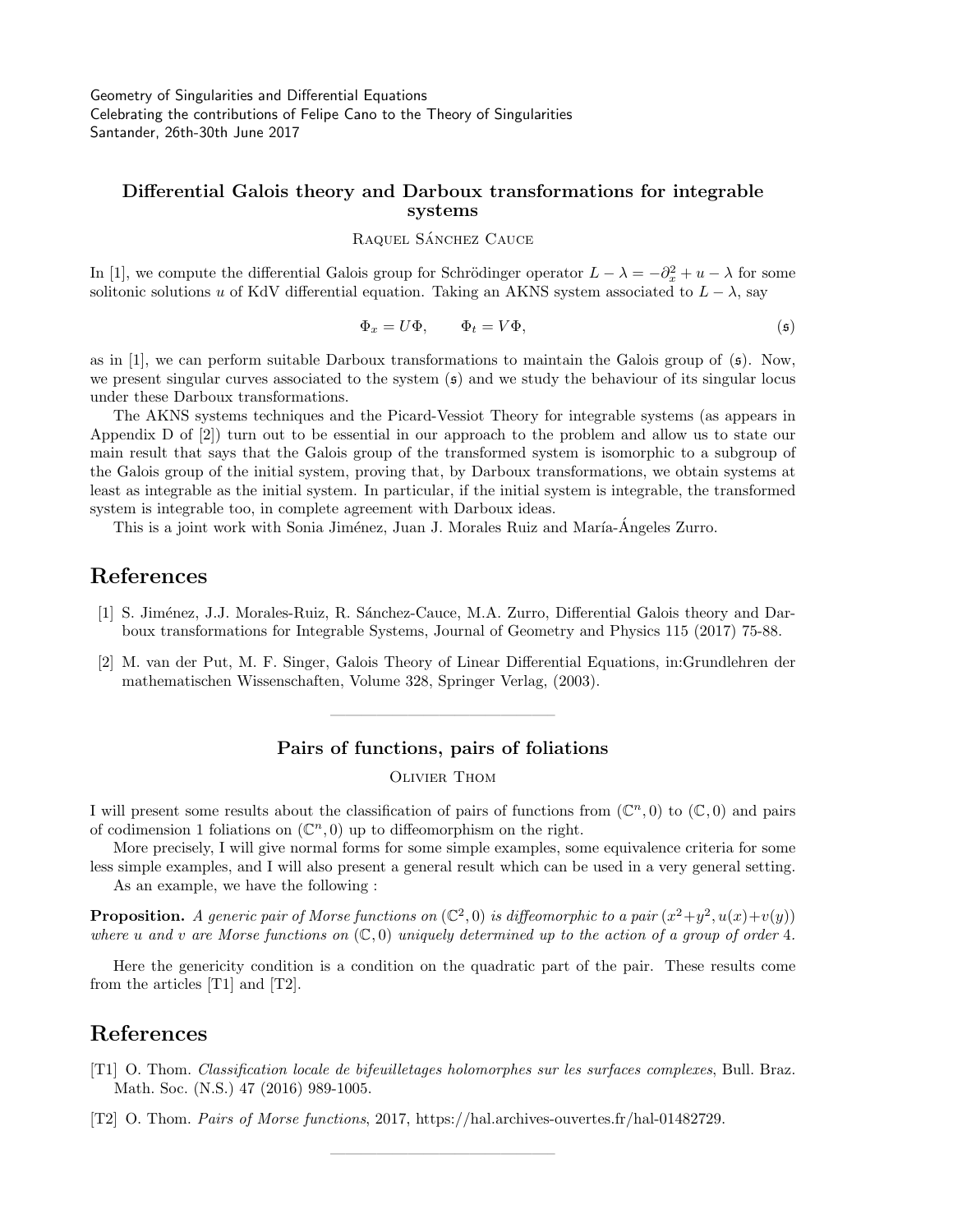Geometry of Singularities and Differential Equations
Celebrating the contributions of Felipe Cano to the Theory of Singularities
Santander, 26th-30th June 2017

### Differential Galois theory and Darboux transformations for integrable systems

Raquel Sánchez Cauce

In [1], we compute the differential Galois group for Schrödinger operator $L - \lambda = -\partial_x^2 + u - \lambda$ for some solitonic solutions $u$ of KdV differential equation. Taking an AKNS system associated to $L - \lambda$, say

$$\Phi_x = U\Phi, \qquad \Phi_t = V\Phi, \tag{$\mathfrak{s}$}$$

as in [1], we can perform suitable Darboux transformations to maintain the Galois group of ($\mathfrak{s}$). Now, we present singular curves associated to the system ($\mathfrak{s}$) and we study the behaviour of its singular locus under these Darboux transformations.

The AKNS systems techniques and the Picard-Vessiot Theory for integrable systems (as appears in Appendix D of [2]) turn out to be essential in our approach to the problem and allow us to state our main result that says that the Galois group of the transformed system is isomorphic to a subgroup of the Galois group of the initial system, proving that, by Darboux transformations, we obtain systems at least as integrable as the initial system. In particular, if the initial system is integrable, the transformed system is integrable too, in complete agreement with Darboux ideas.

This is a joint work with Sonia Jiménez, Juan J. Morales Ruiz and María-Ángeles Zurro.

## References

[1] S. Jiménez, J.J. Morales-Ruiz, R. Sánchez-Cauce, M.A. Zurro, Differential Galois theory and Darboux transformations for Integrable Systems, Journal of Geometry and Physics 115 (2017) 75-88.

[2] M. van der Put, M. F. Singer, Galois Theory of Linear Differential Equations, in:Grundlehren der mathematischen Wissenschaften, Volume 328, Springer Verlag, (2003).

---

### Pairs of functions, pairs of foliations

Olivier Thom

I will present some results about the classification of pairs of functions from $(\mathbb{C}^n, 0)$ to $(\mathbb{C}, 0)$ and pairs of codimension 1 foliations on $(\mathbb{C}^n, 0)$ up to diffeomorphism on the right.

More precisely, I will give normal forms for some simple examples, some equivalence criteria for some less simple examples, and I will also present a general result which can be used in a very general setting.

As an example, we have the following :

**Proposition.** *A generic pair of Morse functions on $(\mathbb{C}^2, 0)$ is diffeomorphic to a pair $(x^2+y^2, u(x)+v(y))$ where $u$ and $v$ are Morse functions on $(\mathbb{C}, 0)$ uniquely determined up to the action of a group of order 4.*

Here the genericity condition is a condition on the quadratic part of the pair. These results come from the articles [T1] and [T2].

## References

[T1] O. Thom. *Classification locale de bifeuilletages holomorphes sur les surfaces complexes*, Bull. Braz. Math. Soc. (N.S.) 47 (2016) 989-1005.

[T2] O. Thom. *Pairs of Morse functions*, 2017, https://hal.archives-ouvertes.fr/hal-01482729.

---